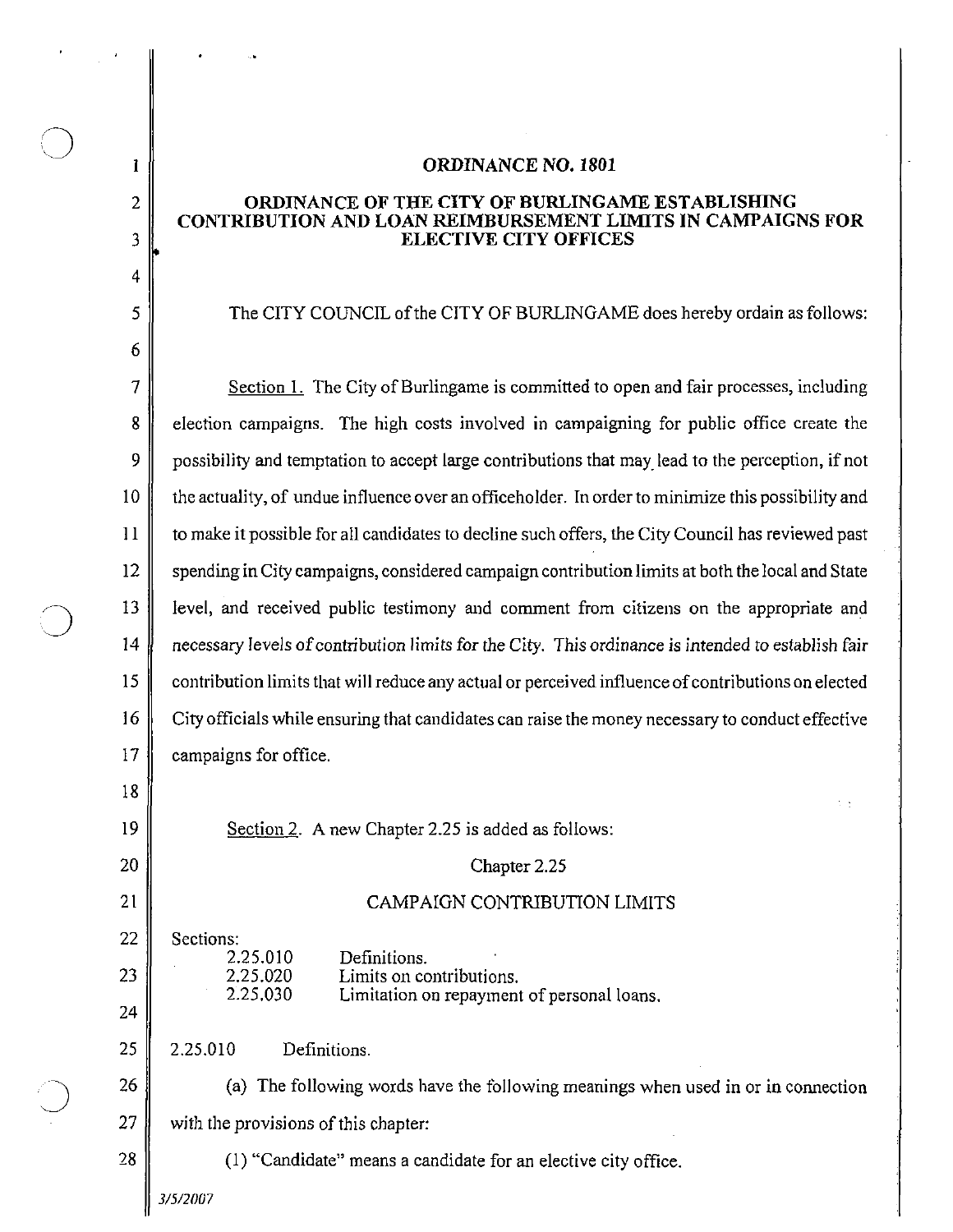## ORDINANCE NO. 1801

### ORDINANCE OF THE CITY OF BURLINGAME ESTABLISHING CONTRIBUTION AND LOAN REIMBURSEMENT LIMITS IN CAMPAIGNS FOR ELECTIVE CITY OFFICES

The CITY COUNCIL of the CITY OF BURLINGAME does hereby ordain as follows:

Section 1. The City of Burlingame is committed to open and fair processes, including election campaigns. The high costs involved in campaigning for public office create the possibility and temptation to accept large contributions that may lead to the perception, if not the actuality, of undue influence over an officeholder. In order to minimize this possibility and to make it possible for all candidates to decline such offers, the City Council has reviewed past spending in City campaigns, considered campaign contribution limits at both the local and State level, and received public testimony and comment from citizens on the appropriate and necessary levels of contribution limits for the City. This ordinance is intended to establish fair contribution limits that will reduce any actual or perceived influence of contributions on elected City officials while ensuring that candidates can raise the money necessary to conduct effective campaigns for office.

Section 2. A new Chapter 2.25 is added as follows:

Chapter 2.25

CAMPAIGN CONTRIBUTION LIMITS

Sections:

2.25.010 Definitions.
2.25.020 Limits on contributions.
2.25.030 Limitation on repayment of personal loans.

2.25.010 Definitions.

(a) The following words have the following meanings when used in or in connection with the provisions of this chapter:

(1) "Candidate" means a candidate for an elective city office.

3/5/2007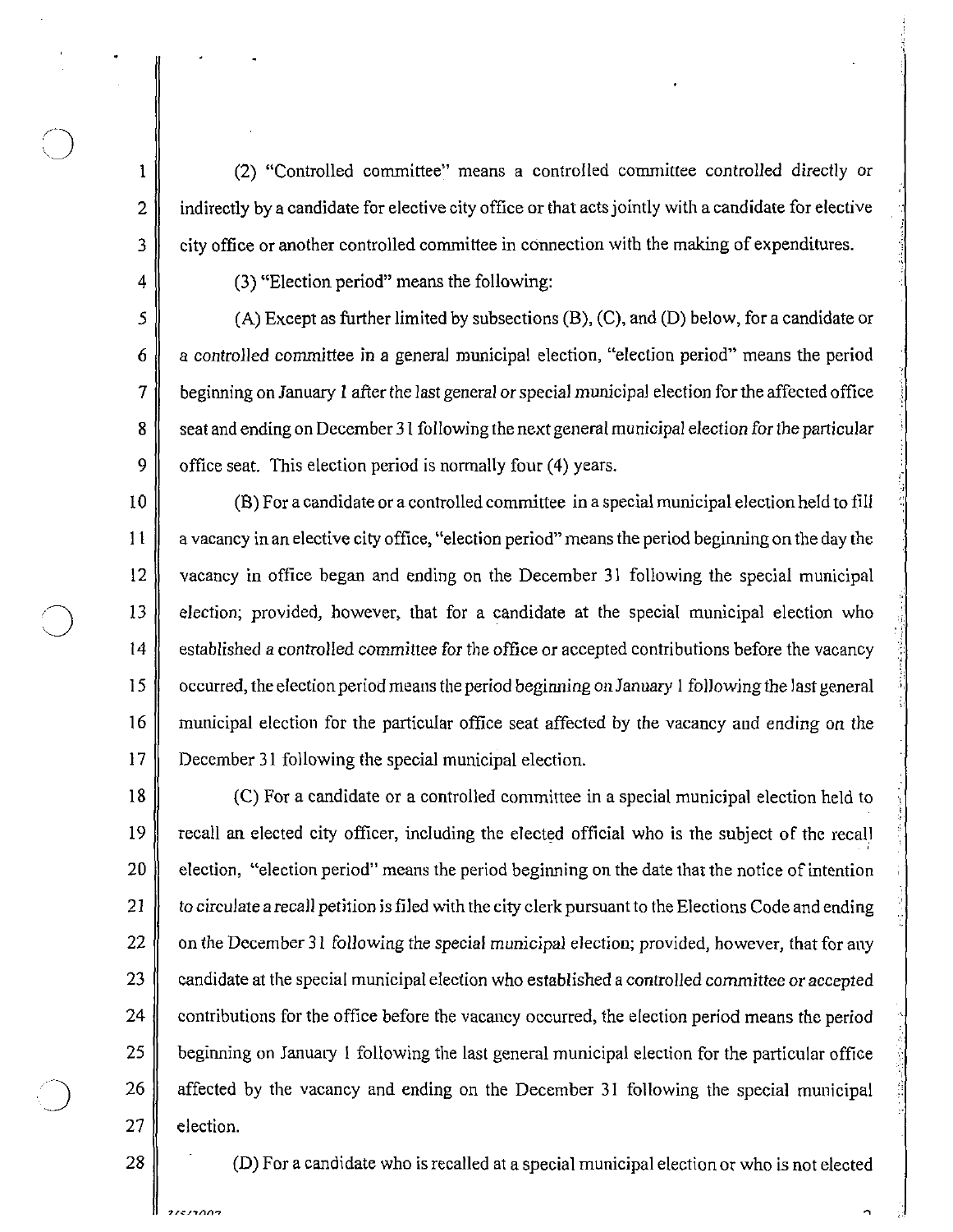(2) "Controlled committee" means a controlled committee controlled directly or indirectly by a candidate for elective city office or that acts jointly with a candidate for elective city office or another controlled committee in connection with the making of expenditures.

(3) "Election period" means the following:

(A) Except as further limited by subsections (B), (C), and (D) below, for a candidate or a controlled committee in a general municipal election, "election period" means the period beginning on January 1 after the last general or special municipal election for the affected office seat and ending on December 31 following the next general municipal election for the particular office seat. This election period is normally four (4) years.

(B) For a candidate or a controlled committee in a special municipal election held to fill a vacancy in an elective city office, "election period" means the period beginning on the day the vacancy in office began and ending on the December 31 following the special municipal election; provided, however, that for a candidate at the special municipal election who established a controlled committee for the office or accepted contributions before the vacancy occurred, the election period means the period beginning on January 1 following the last general municipal election for the particular office seat affected by the vacancy and ending on the December 31 following the special municipal election.

(C) For a candidate or a controlled committee in a special municipal election held to recall an elected city officer, including the elected official who is the subject of the recall election, "election period" means the period beginning on the date that the notice of intention to circulate a recall petition is filed with the city clerk pursuant to the Elections Code and ending on the December 31 following the special municipal election; provided, however, that for any candidate at the special municipal election who established a controlled committee or accepted contributions for the office before the vacancy occurred, the election period means the period beginning on January 1 following the last general municipal election for the particular office affected by the vacancy and ending on the December 31 following the special municipal election.

(D) For a candidate who is recalled at a special municipal election or who is not elected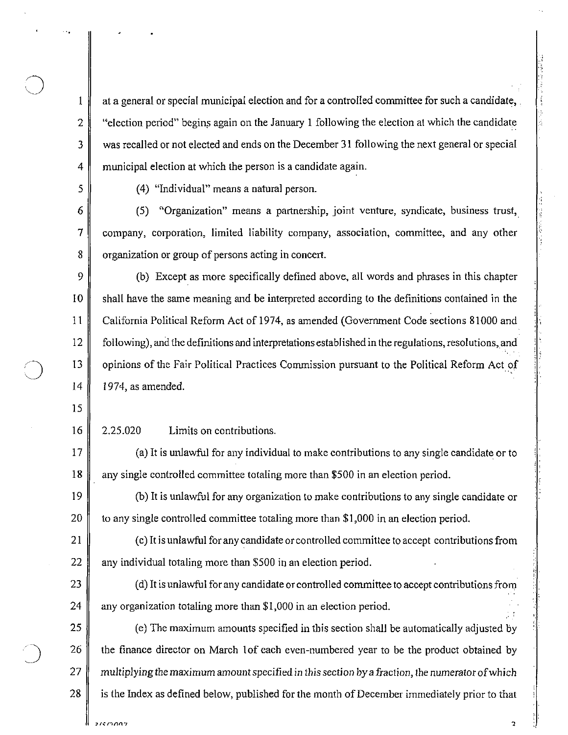at a general or special municipal election and for a controlled committee for such a candidate, "election period" begins again on the January 1 following the election at which the candidate was recalled or not elected and ends on the December 31 following the next general or special municipal election at which the person is a candidate again.

(4) "Individual" means a natural person.

(5) "Organization" means a partnership, joint venture, syndicate, business trust, company, corporation, limited liability company, association, committee, and any other organization or group of persons acting in concert.

(b) Except as more specifically defined above, all words and phrases in this chapter shall have the same meaning and be interpreted according to the definitions contained in the California Political Reform Act of 1974, as amended (Government Code sections 81000 and following), and the definitions and interpretations established in the regulations, resolutions, and opinions of the Fair Political Practices Commission pursuant to the Political Reform Act of 1974, as amended.

2.25.020 Limits on contributions.

(a) It is unlawful for any individual to make contributions to any single candidate or to any single controlled committee totaling more than $500 in an election period.

(b) It is unlawful for any organization to make contributions to any single candidate or to any single controlled committee totaling more than $1,000 in an election period.

(c) It is unlawful for any candidate or controlled committee to accept contributions from any individual totaling more than $500 in an election period.

(d) It is unlawful for any candidate or controlled committee to accept contributions from any organization totaling more than $1,000 in an election period.

(e) The maximum amounts specified in this section shall be automatically adjusted by the finance director on March 1of each even-numbered year to be the product obtained by multiplying the maximum amount specified in this section by a fraction, the numerator of which is the Index as defined below, published for the month of December immediately prior to that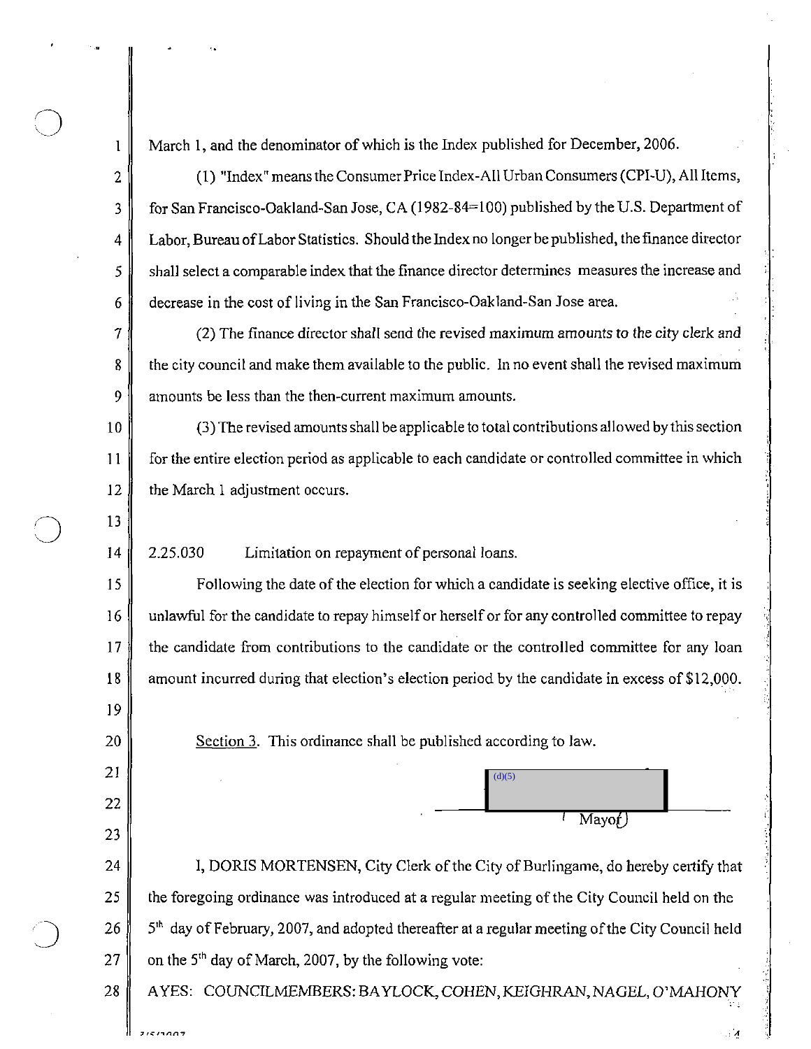March 1, and the denominator of which is the Index published for December, 2006.

(1) "Index" means the Consumer Price Index-All Urban Consumers (CPI-U), All Items, for San Francisco-Oakland-San Jose, CA (1982-84=100) published by the U.S. Department of Labor, Bureau of Labor Statistics. Should the Index no longer be published, the finance director shall select a comparable index that the finance director determines measures the increase and decrease in the cost of living in the San Francisco-Oakland-San Jose area.

(2) The finance director shall send the revised maximum amounts to the city clerk and the city council and make them available to the public. In no event shall the revised maximum amounts be less than the then-current maximum amounts.

(3) The revised amounts shall be applicable to total contributions allowed by this section for the entire election period as applicable to each candidate or controlled committee in which the March 1 adjustment occurs.

2.25.030 Limitation on repayment of personal loans.

Following the date of the election for which a candidate is seeking elective office, it is unlawful for the candidate to repay himself or herself or for any controlled committee to repay the candidate from contributions to the candidate or the controlled committee for any loan amount incurred during that election's election period by the candidate in excess of $12,000.

Section 3. This ordinance shall be published according to law.

(d)(5)

Mayor

I, DORIS MORTENSEN, City Clerk of the City of Burlingame, do hereby certify that the foregoing ordinance was introduced at a regular meeting of the City Council held on the 5th day of February, 2007, and adopted thereafter at a regular meeting of the City Council held on the 5th day of March, 2007, by the following vote:

AYES: COUNCILMEMBERS: BAYLOCK, COHEN, KEIGHRAN, NAGEL, O'MAHONY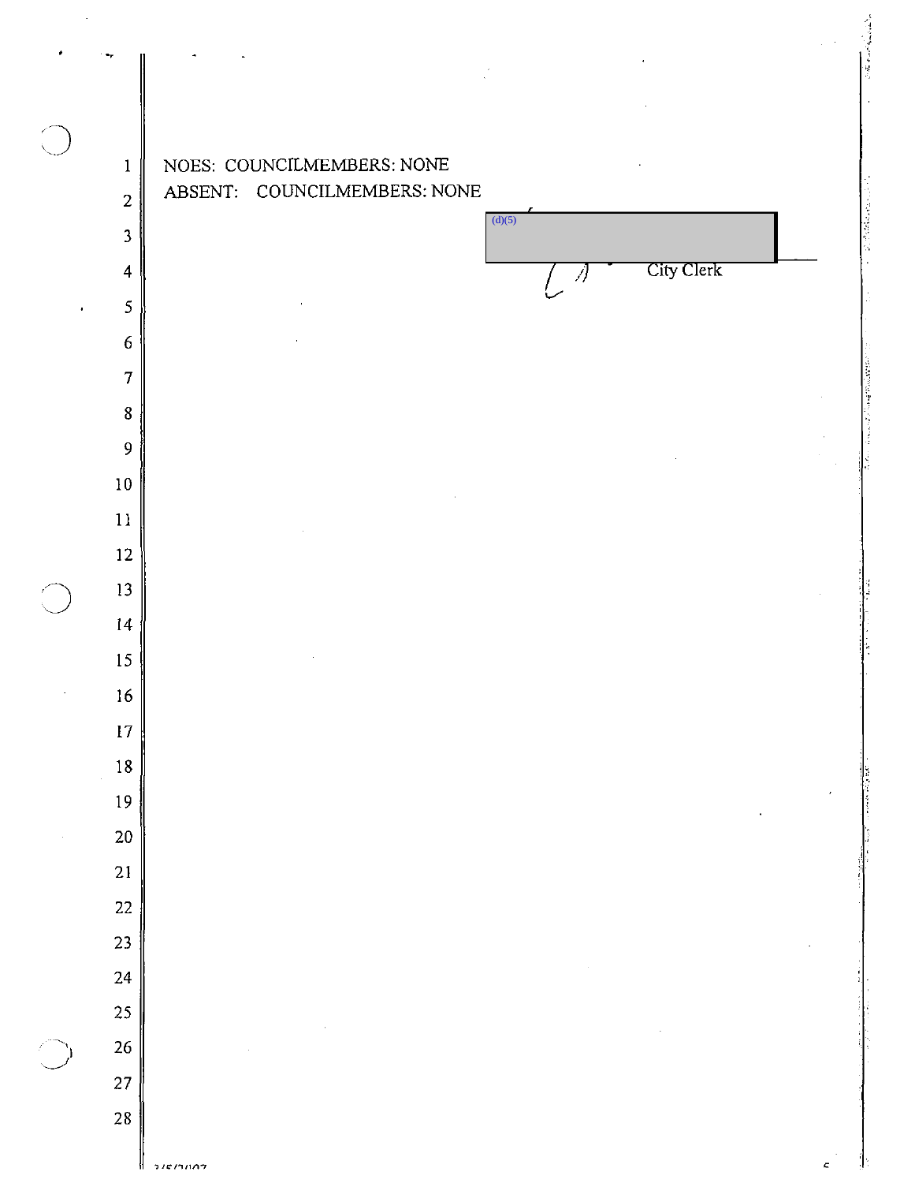NOES: COUNCILMEMBERS: NONE

ABSENT: COUNCILMEMBERS: NONE

(d)(5)

City Clerk